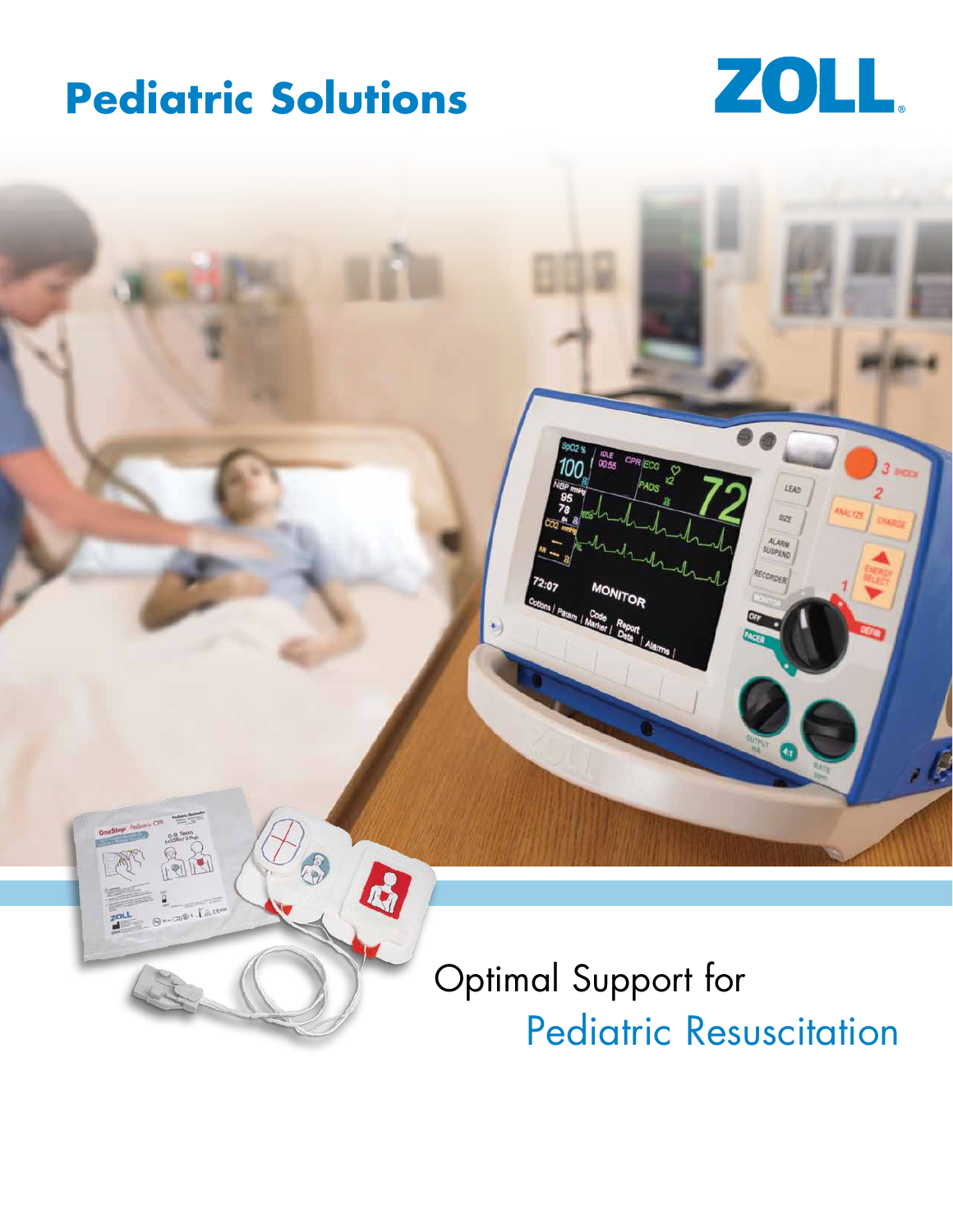# Pediatric Solutions

ZOLL

Optimal Support for
Pediatric Resuscitation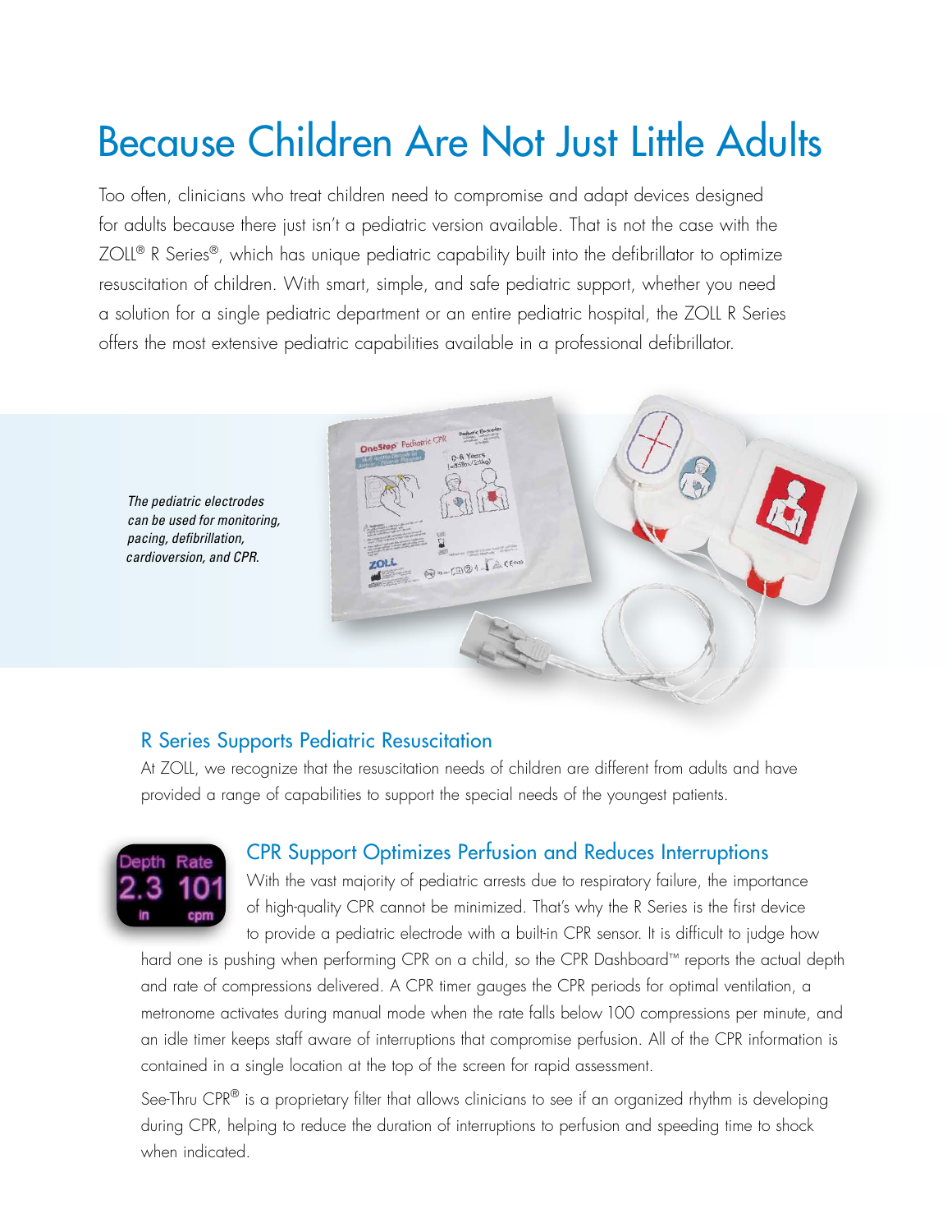# Because Children Are Not Just Little Adults

Too often, clinicians who treat children need to compromise and adapt devices designed for adults because there just isn't a pediatric version available. That is not the case with the ZOLL® R Series®, which has unique pediatric capability built into the defibrillator to optimize resuscitation of children. With smart, simple, and safe pediatric support, whether you need a solution for a single pediatric department or an entire pediatric hospital, the ZOLL R Series offers the most extensive pediatric capabilities available in a professional defibrillator.

*The pediatric electrodes can be used for monitoring, pacing, defibrillation, cardioversion, and CPR.*

## R Series Supports Pediatric Resuscitation

At ZOLL, we recognize that the resuscitation needs of children are different from adults and have provided a range of capabilities to support the special needs of the youngest patients.

### CPR Support Optimizes Perfusion and Reduces Interruptions

With the vast majority of pediatric arrests due to respiratory failure, the importance of high-quality CPR cannot be minimized. That's why the R Series is the first device to provide a pediatric electrode with a built-in CPR sensor. It is difficult to judge how hard one is pushing when performing CPR on a child, so the CPR Dashboard™ reports the actual depth and rate of compressions delivered. A CPR timer gauges the CPR periods for optimal ventilation, a metronome activates during manual mode when the rate falls below 100 compressions per minute, and an idle timer keeps staff aware of interruptions that compromise perfusion. All of the CPR information is contained in a single location at the top of the screen for rapid assessment.

See-Thru CPR® is a proprietary filter that allows clinicians to see if an organized rhythm is developing during CPR, helping to reduce the duration of interruptions to perfusion and speeding time to shock when indicated.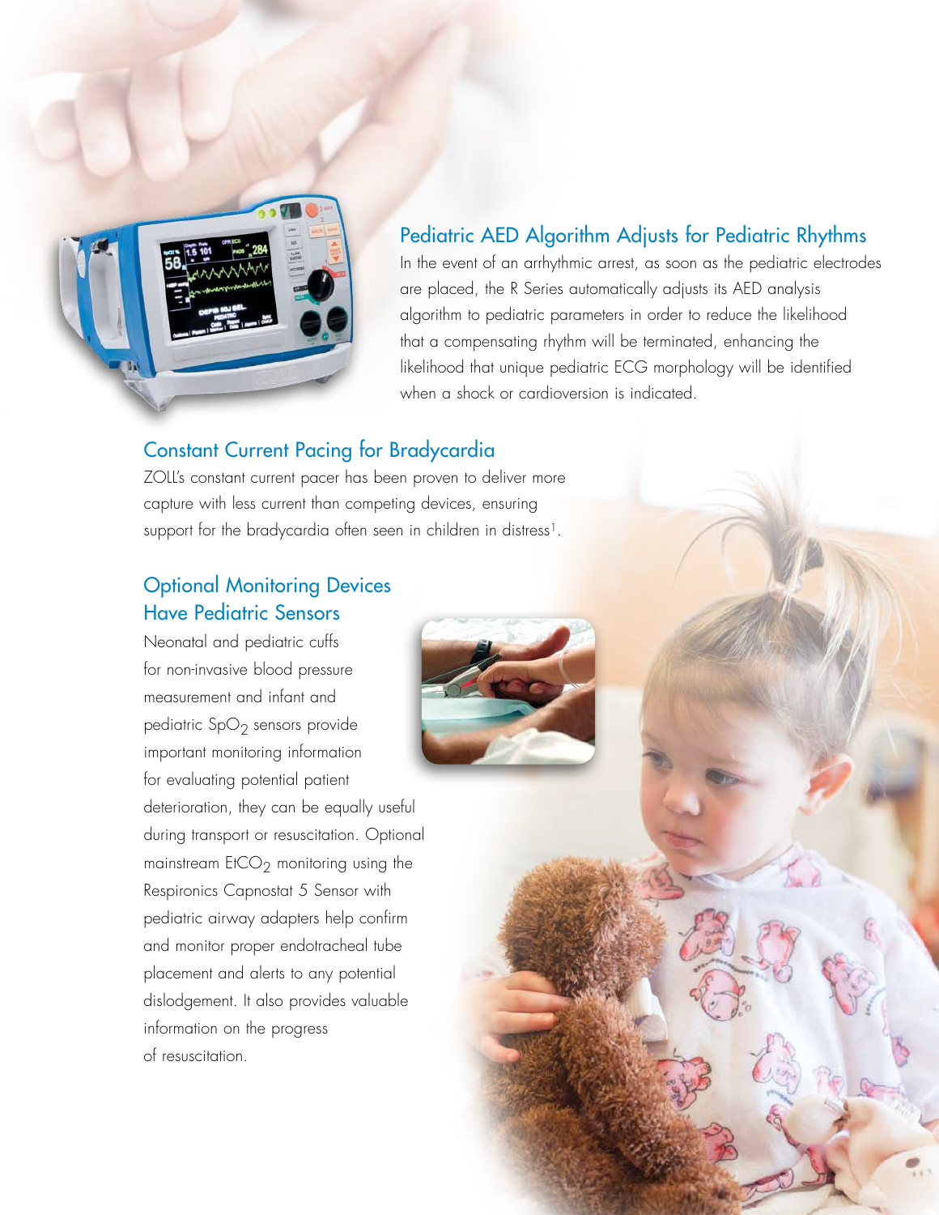## Pediatric AED Algorithm Adjusts for Pediatric Rhythms

In the event of an arrhythmic arrest, as soon as the pediatric electrodes are placed, the R Series automatically adjusts its AED analysis algorithm to pediatric parameters in order to reduce the likelihood that a compensating rhythm will be terminated, enhancing the likelihood that unique pediatric ECG morphology will be identified when a shock or cardioversion is indicated.

## Constant Current Pacing for Bradycardia

ZOLL's constant current pacer has been proven to deliver more capture with less current than competing devices, ensuring support for the bradycardia often seen in children in distress[1].

## Optional Monitoring Devices Have Pediatric Sensors

Neonatal and pediatric cuffs for non-invasive blood pressure measurement and infant and pediatric $SpO_2$ sensors provide important monitoring information for evaluating potential patient deterioration, they can be equally useful during transport or resuscitation. Optional mainstream $EtCO_2$ monitoring using the Respironics Capnostat 5 Sensor with pediatric airway adapters help confirm and monitor proper endotracheal tube placement and alerts to any potential dislodgement. It also provides valuable information on the progress of resuscitation.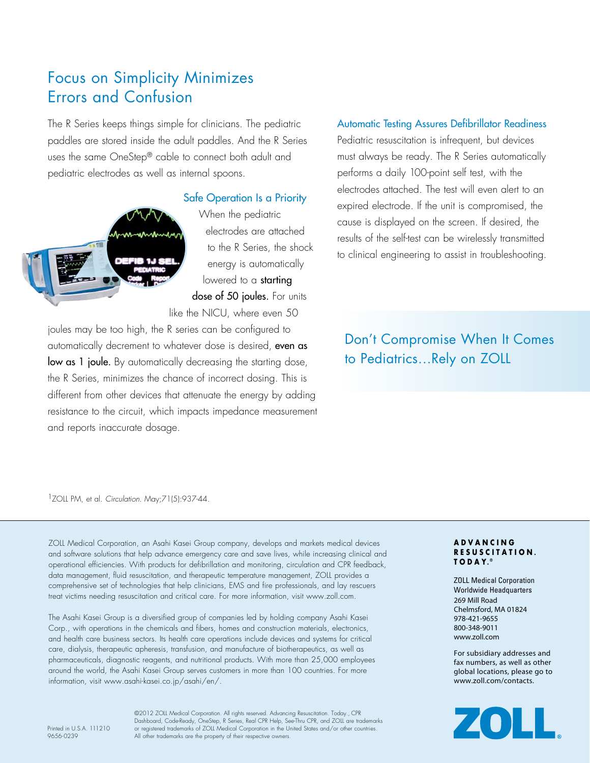## Focus on Simplicity Minimizes Errors and Confusion

The R Series keeps things simple for clinicians. The pediatric paddles are stored inside the adult paddles. And the R Series uses the same OneStep® cable to connect both adult and pediatric electrodes as well as internal spoons.

### Safe Operation Is a Priority

When the pediatric electrodes are attached to the R Series, the shock energy is automatically lowered to a **starting dose of 50 joules.** For units like the NICU, where even 50 joules may be too high, the R series can be configured to automatically decrement to whatever dose is desired, **even as low as 1 joule.** By automatically decreasing the starting dose, the R Series, minimizes the chance of incorrect dosing. This is different from other devices that attenuate the energy by adding resistance to the circuit, which impacts impedance measurement and reports inaccurate dosage.

### Automatic Testing Assures Defibrillator Readiness

Pediatric resuscitation is infrequent, but devices must always be ready. The R Series automatically performs a daily 100-point self test, with the electrodes attached. The test will even alert to an expired electrode. If the unit is compromised, the cause is displayed on the screen. If desired, the results of the self-test can be wirelessly transmitted to clinical engineering to assist in troubleshooting.

## Don't Compromise When It Comes to Pediatrics…Rely on ZOLL

[1]ZOLL PM, et al. *Circulation.* May;71(5):937-44.

---

ZOLL Medical Corporation, an Asahi Kasei Group company, develops and markets medical devices and software solutions that help advance emergency care and save lives, while increasing clinical and operational efficiencies. With products for defibrillation and monitoring, circulation and CPR feedback, data management, fluid resuscitation, and therapeutic temperature management, ZOLL provides a comprehensive set of technologies that help clinicians, EMS and fire professionals, and lay rescuers treat victims needing resuscitation and critical care. For more information, visit www.zoll.com.

The Asahi Kasei Group is a diversified group of companies led by holding company Asahi Kasei Corp., with operations in the chemicals and fibers, homes and construction materials, electronics, and health care business sectors. Its health care operations include devices and systems for critical care, dialysis, therapeutic apheresis, transfusion, and manufacture of biotherapeutics, as well as pharmaceuticals, diagnostic reagents, and nutritional products. With more than 25,000 employees around the world, the Asahi Kasei Group serves customers in more than 100 countries. For more information, visit www.asahi-kasei.co.jp/asahi/en/.

**ADVANCING RESUSCITATION. TODAY.®**

ZOLL Medical Corporation
Worldwide Headquarters
269 Mill Road
Chelmsford, MA 01824
978-421-9655
800-348-9011
www.zoll.com

For subsidiary addresses and fax numbers, as well as other global locations, please go to www.zoll.com/contacts.

ZOLL®

Printed in U.S.A. 111210
9656-0239

©2012 ZOLL Medical Corporation. All rights reserved. Advancing Resuscitation. Today., CPR Dashboard, Code-Ready, OneStep, R Series, Real CPR Help, See-Thru CPR, and ZOLL are trademarks or registered trademarks of ZOLL Medical Corporation in the United States and/or other countries. All other trademarks are the property of their respective owners.